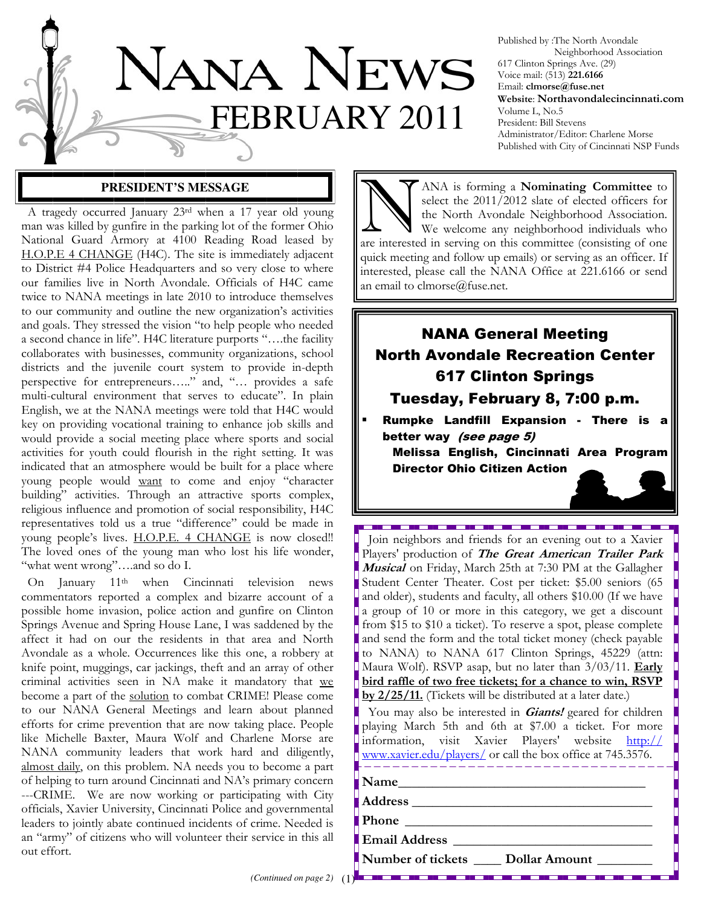# NANA NEWS

# FEBRUARY 2011

Published by :The North Avondale Neighborhood Association
617 Clinton Springs Ave. (29)
Voice mail: (513) **221.6166**
Email: **clmorse@fuse.net**
**Website**: **Northavondalecincinnati.com**
Volume L, No.5
President: Bill Stevens
Administrator/Editor: Charlene Morse
Published with City of Cincinnati NSP Funds

## PRESIDENT'S MESSAGE

A tragedy occurred January 23rd when a 17 year old young man was killed by gunfire in the parking lot of the former Ohio National Guard Armory at 4100 Reading Road leased by H.O.P.E 4 CHANGE (H4C). The site is immediately adjacent to District #4 Police Headquarters and so very close to where our families live in North Avondale. Officials of H4C came twice to NANA meetings in late 2010 to introduce themselves to our community and outline the new organization's activities and goals. They stressed the vision "to help people who needed a second chance in life". H4C literature purports "….the facility collaborates with businesses, community organizations, school districts and the juvenile court system to provide in-depth perspective for entrepreneurs….." and, "… provides a safe multi-cultural environment that serves to educate". In plain English, we at the NANA meetings were told that H4C would key on providing vocational training to enhance job skills and would provide a social meeting place where sports and social activities for youth could flourish in the right setting. It was indicated that an atmosphere would be built for a place where young people would want to come and enjoy "character building" activities. Through an attractive sports complex, religious influence and promotion of social responsibility, H4C representatives told us a true "difference" could be made in young people's lives. H.O.P.E. 4 CHANGE is now closed!! The loved ones of the young man who lost his life wonder, "what went wrong"….and so do I.

On January 11th when Cincinnati television news commentators reported a complex and bizarre account of a possible home invasion, police action and gunfire on Clinton Springs Avenue and Spring House Lane, I was saddened by the affect it had on our the residents in that area and North Avondale as a whole. Occurrences like this one, a robbery at knife point, muggings, car jackings, theft and an array of other criminal activities seen in NA make it mandatory that we become a part of the solution to combat CRIME! Please come to our NANA General Meetings and learn about planned efforts for crime prevention that are now taking place. People like Michelle Baxter, Maura Wolf and Charlene Morse are NANA community leaders that work hard and diligently, almost daily, on this problem. NA needs you to become a part of helping to turn around Cincinnati and NA's primary concern ---CRIME. We are now working or participating with City officials, Xavier University, Cincinnati Police and governmental leaders to jointly abate continued incidents of crime. Needed is an "army" of citizens who will volunteer their service in this all out effort.

*(Continued on page 2)*

NANA is forming a **Nominating Committee** to select the 2011/2012 slate of elected officers for the North Avondale Neighborhood Association. We welcome any neighborhood individuals who are interested in serving on this committee (consisting of one quick meeting and follow up emails) or serving as an officer. If interested, please call the NANA Office at 221.6166 or send an email to clmorse@fuse.net.

## NANA General Meeting
## North Avondale Recreation Center
## 617 Clinton Springs
## Tuesday, February 8, 7:00 p.m.

- **Rumpke Landfill Expansion - There is a better way** ***(see page 5)***
  **Melissa English, Cincinnati Area Program Director Ohio Citizen Action**

Join neighbors and friends for an evening out to a Xavier Players' production of ***The Great American Trailer Park Musical*** on Friday, March 25th at 7:30 PM at the Gallagher Student Center Theater. Cost per ticket: $5.00 seniors (65 and older), students and faculty, all others $10.00 (If we have a group of 10 or more in this category, we get a discount from $15 to $10 a ticket). To reserve a spot, please complete and send the form and the total ticket money (check payable to NANA) to NANA 617 Clinton Springs, 45229 (attn: Maura Wolf). RSVP asap, but no later than 3/03/11. **Early bird raffle of two free tickets; for a chance to win, RSVP by 2/25/11.** (Tickets will be distributed at a later date.)

You may also be interested in ***Giants!*** geared for children playing March 5th and 6th at $7.00 a ticket. For more information, visit Xavier Players' website http://www.xavier.edu/players/ or call the box office at 745.3576.

**Name**\_\_\_\_\_\_\_\_\_\_\_\_\_\_\_\_\_\_\_\_\_\_\_\_\_\_\_\_\_\_

**Address** \_\_\_\_\_\_\_\_\_\_\_\_\_\_\_\_\_\_\_\_\_\_\_\_\_\_\_\_\_\_

**Phone** \_\_\_\_\_\_\_\_\_\_\_\_\_\_\_\_\_\_\_\_\_\_\_\_\_\_\_\_\_\_

**Email Address** \_\_\_\_\_\_\_\_\_\_\_\_\_\_\_\_\_\_\_\_\_\_\_\_\_\_

**Number of tickets** \_\_\_\_ **Dollar Amount** \_\_\_\_\_\_\_\_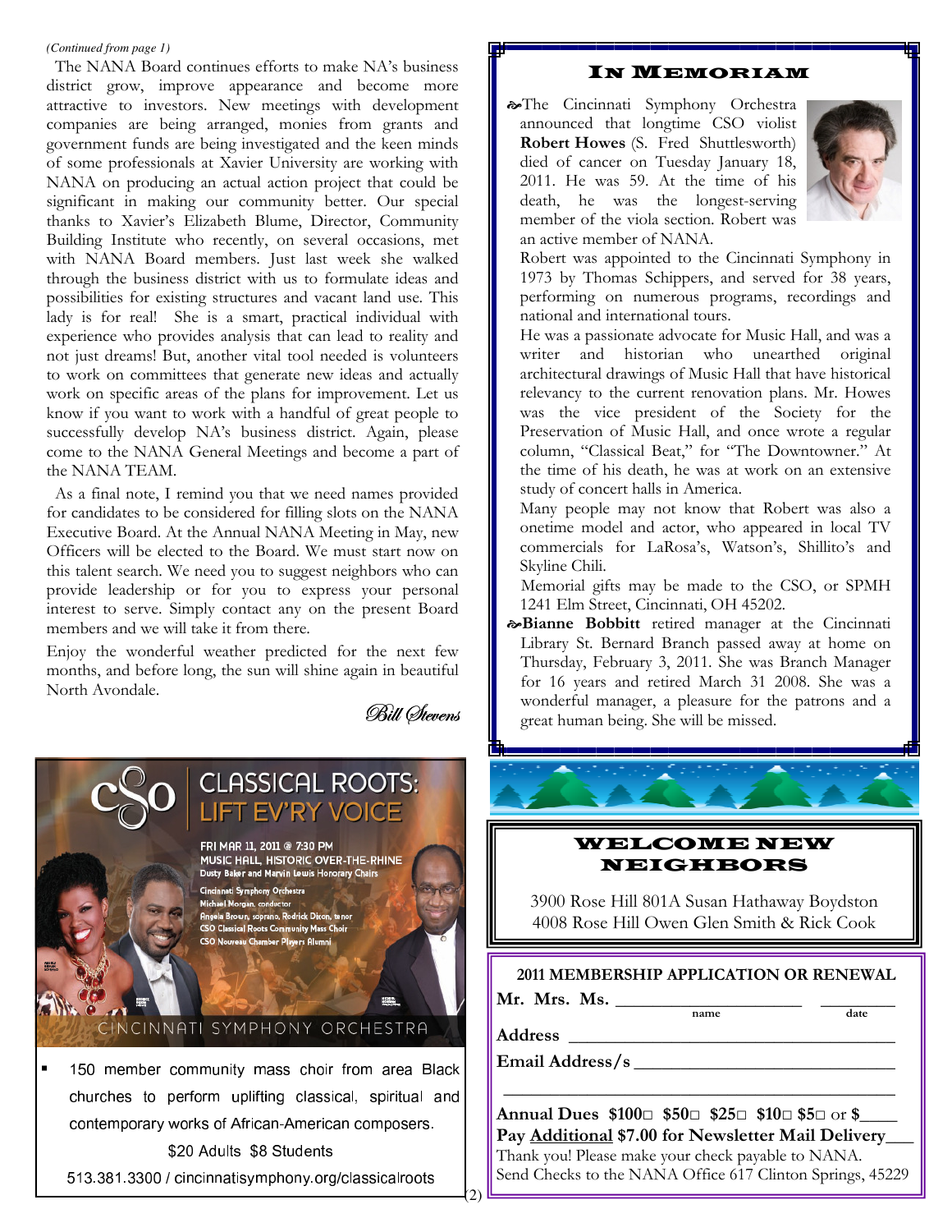*(Continued from page 1)*

The NANA Board continues efforts to make NA's business district grow, improve appearance and become more attractive to investors. New meetings with development companies are being arranged, monies from grants and government funds are being investigated and the keen minds of some professionals at Xavier University are working with NANA on producing an actual action project that could be significant in making our community better. Our special thanks to Xavier's Elizabeth Blume, Director, Community Building Institute who recently, on several occasions, met with NANA Board members. Just last week she walked through the business district with us to formulate ideas and possibilities for existing structures and vacant land use. This lady is for real! She is a smart, practical individual with experience who provides analysis that can lead to reality and not just dreams! But, another vital tool needed is volunteers to work on committees that generate new ideas and actually work on specific areas of the plans for improvement. Let us know if you want to work with a handful of great people to successfully develop NA's business district. Again, please come to the NANA General Meetings and become a part of the NANA TEAM.

As a final note, I remind you that we need names provided for candidates to be considered for filling slots on the NANA Executive Board. At the Annual NANA Meeting in May, new Officers will be elected to the Board. We must start now on this talent search. We need you to suggest neighbors who can provide leadership or for you to express your personal interest to serve. Simply contact any on the present Board members and we will take it from there.

Enjoy the wonderful weather predicted for the next few months, and before long, the sun will shine again in beautiful North Avondale.

*Bill Stevens*

CSO **CLASSICAL ROOTS: LIFT EV'RY VOICE**

FRI MAR 11, 2011 @ 7:30 PM
MUSIC HALL, HISTORIC OVER-THE-RHINE
Dusty Baker and Marvin Lewis Honorary Chairs

Cincinnati Symphony Orchestra
Michael Morgan, conductor
Angela Brown, soprano, Rodrick Dixon, tenor
CSO Classical Roots Community Mass Choir
CSO Nouveau Chamber Players Alumni

CINCINNATI SYMPHONY ORCHESTRA

- 150 member community mass choir from area Black churches to perform uplifting classical, spiritual and contemporary works of African-American composers.

$20 Adults $8 Students

513.381.3300 / cincinnatisymphony.org/classicalroots

## IN MEMORIAM

The Cincinnati Symphony Orchestra announced that longtime CSO violist **Robert Howes** (S. Fred Shuttlesworth) died of cancer on Tuesday January 18, 2011. He was 59. At the time of his death, he was the longest-serving member of the viola section. Robert was an active member of NANA.

Robert was appointed to the Cincinnati Symphony in 1973 by Thomas Schippers, and served for 38 years, performing on numerous programs, recordings and national and international tours.

He was a passionate advocate for Music Hall, and was a writer and historian who unearthed original architectural drawings of Music Hall that have historical relevancy to the current renovation plans. Mr. Howes was the vice president of the Society for the Preservation of Music Hall, and once wrote a regular column, "Classical Beat," for "The Downtowner." At the time of his death, he was at work on an extensive study of concert halls in America.

Many people may not know that Robert was also a onetime model and actor, who appeared in local TV commercials for LaRosa's, Watson's, Shillito's and Skyline Chili.

Memorial gifts may be made to the CSO, or SPMH 1241 Elm Street, Cincinnati, OH 45202.

**Bianne Bobbitt** retired manager at the Cincinnati Library St. Bernard Branch passed away at home on Thursday, February 3, 2011. She was Branch Manager for 16 years and retired March 31 2008. She was a wonderful manager, a pleasure for the patrons and a great human being. She will be missed.

## WELCOME NEW NEIGHBORS

3900 Rose Hill 801A Susan Hathaway Boydston
4008 Rose Hill Owen Glen Smith & Rick Cook

**2011 MEMBERSHIP APPLICATION OR RENEWAL**

**Mr. Mrs. Ms.** ______________________ ________
name date

**Address** ______________________________________

**Email Address/s** ______________________________

_____________________________________________

**Annual Dues $100□ $50□ $25□ $10□ $5□ or $____**

**Pay <u>Additional</u> $7.00 for Newsletter Mail Delivery___**

Thank you! Please make your check payable to NANA.

Send Checks to the NANA Office 617 Clinton Springs, 45229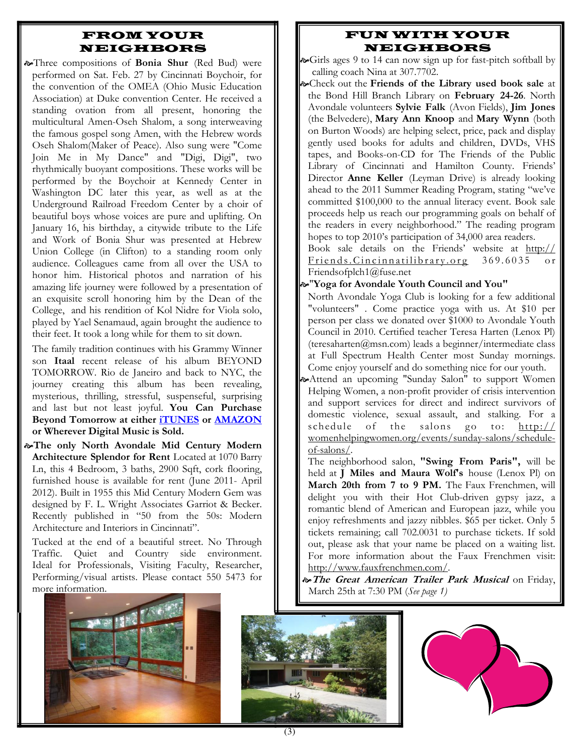## FROM YOUR NEIGHBORS

- Three compositions of **Bonia Shur** (Red Bud) were performed on Sat. Feb. 27 by Cincinnati Boychoir, for the convention of the OMEA (Ohio Music Education Association) at Duke convention Center. He received a standing ovation from all present, honoring the multicultural Amen-Oseh Shalom, a song interweaving the famous gospel song Amen, with the Hebrew words Oseh Shalom(Maker of Peace). Also sung were "Come Join Me in My Dance" and "Digi, Digi", two rhythmically buoyant compositions. These works will be performed by the Boychoir at Kennedy Center in Washington DC later this year, as well as at the Underground Railroad Freedom Center by a choir of beautiful boys whose voices are pure and uplifting. On January 16, his birthday, a citywide tribute to the Life and Work of Bonia Shur was presented at Hebrew Union College (in Clifton) to a standing room only audience. Colleagues came from all over the USA to honor him. Historical photos and narration of his amazing life journey were followed by a presentation of an exquisite scroll honoring him by the Dean of the College, and his rendition of Kol Nidre for Viola solo, played by Yael Senamaud, again brought the audience to their feet. It took a long while for them to sit down.

  The family tradition continues with his Grammy Winner son **Itaal** recent release of his album BEYOND TOMORROW. Rio de Janeiro and back to NYC, the journey creating this album has been revealing, mysterious, thrilling, stressful, suspenseful, surprising and last but not least joyful. **You Can Purchase Beyond Tomorrow at either iTUNES or AMAZON or Wherever Digital Music is Sold.**

- **The only North Avondale Mid Century Modern Architecture Splendor for Rent** Located at 1070 Barry Ln, this 4 Bedroom, 3 baths, 2900 Sqft, cork flooring, furnished house is available for rent (June 2011- April 2012). Built in 1955 this Mid Century Modern Gem was designed by F. L. Wright Associates Garriot & Becker. Recently published in "50 from the 50s: Modern Architecture and Interiors in Cincinnati".

  Tucked at the end of a beautiful street. No Through Traffic. Quiet and Country side environment. Ideal for Professionals, Visiting Faculty, Researcher, Performing/visual artists. Please contact 550 5473 for more information.

## FUN WITH YOUR NEIGHBORS

- Girls ages 9 to 14 can now sign up for fast-pitch softball by calling coach Nina at 307.7702.

- Check out the **Friends of the Library used book sale** at the Bond Hill Branch Library on **February 24-26**. North Avondale volunteers **Sylvie Falk** (Avon Fields), **Jim Jones** (the Belvedere), **Mary Ann Knoop** and **Mary Wynn** (both on Burton Woods) are helping select, price, pack and display gently used books for adults and children, DVDs, VHS tapes, and Books-on-CD for The Friends of the Public Library of Cincinnati and Hamilton County. Friends' Director **Anne Keller** (Leyman Drive) is already looking ahead to the 2011 Summer Reading Program, stating "we've committed $100,000 to the annual literacy event. Book sale proceeds help us reach our programming goals on behalf of the readers in every neighborhood." The reading program hopes to top 2010's participation of 34,000 area readers.

  Book sale details on the Friends' website at http://Friends.Cincinnatilibrary.org 369.6035 or Friendsofplch1@fuse.net

- **"Yoga for Avondale Youth Council and You"**

  North Avondale Yoga Club is looking for a few additional "volunteers" . Come practice yoga with us. At $10 per person per class we donated over $1000 to Avondale Youth Council in 2010. Certified teacher Teresa Harten (Lenox Pl) (teresaharten@msn.com) leads a beginner/intermediate class at Full Spectrum Health Center most Sunday mornings. Come enjoy yourself and do something nice for our youth.

- Attend an upcoming "Sunday Salon" to support Women Helping Women, a non-profit provider of crisis intervention and support services for direct and indirect survivors of domestic violence, sexual assault, and stalking. For a schedule of the salons go to: http://womenhelpingwomen.org/events/sunday-salons/schedule-of-salons/.

  The neighborhood salon, **"Swing From Paris",** will be held at **J Miles and Maura Wolf's** house (Lenox Pl) on **March 20th from 7 to 9 PM.** The Faux Frenchmen, will delight you with their Hot Club-driven gypsy jazz, a romantic blend of American and European jazz, while you enjoy refreshments and jazzy nibbles. $65 per ticket. Only 5 tickets remaining; call 702.0031 to purchase tickets. If sold out, please ask that your name be placed on a waiting list. For more information about the Faux Frenchmen visit: http://www.fauxfrenchmen.com/.

- ***The Great American Trailer Park Musical*** on Friday, March 25th at 7:30 PM (*See page 1*)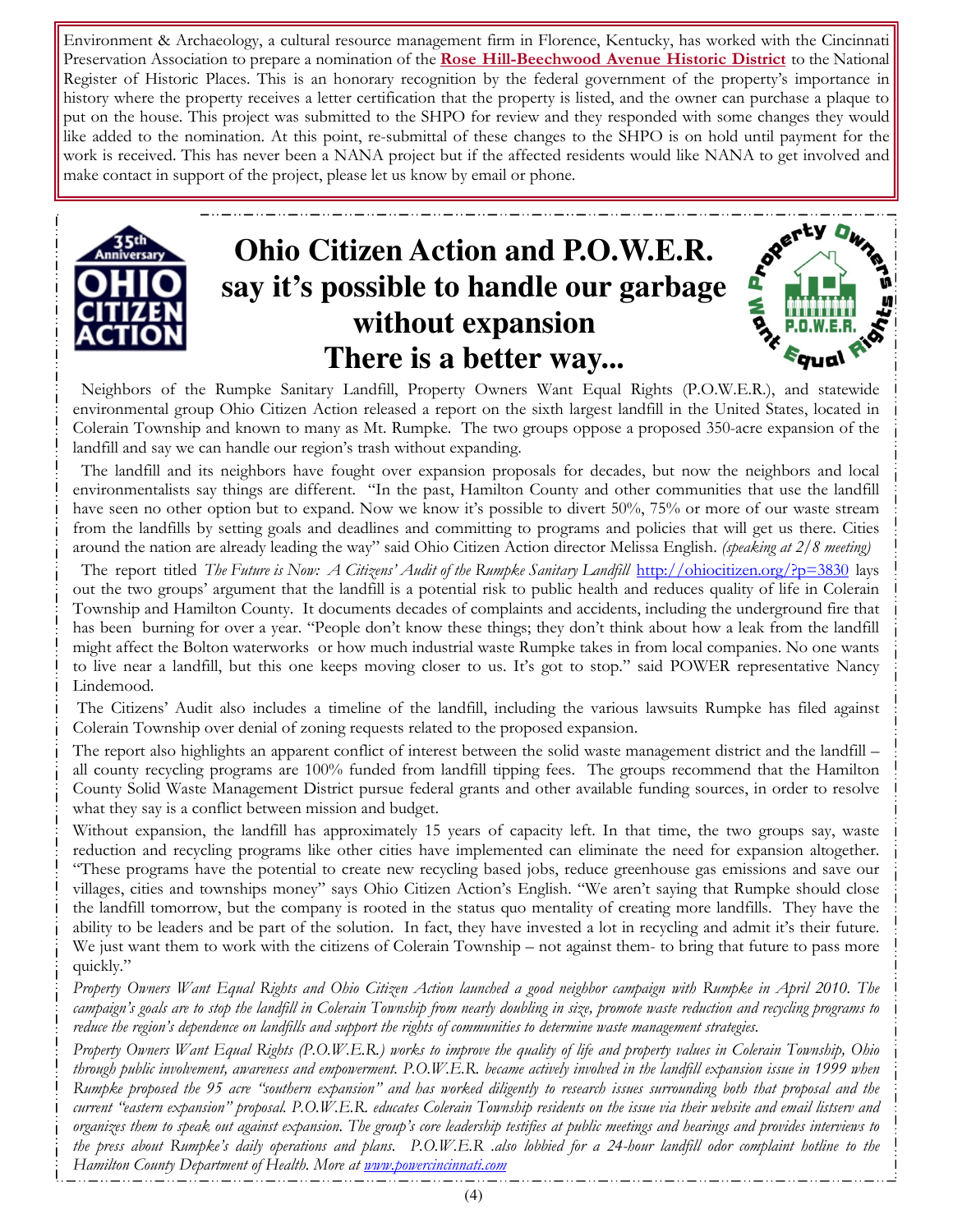Environment & Archaeology, a cultural resource management firm in Florence, Kentucky, has worked with the Cincinnati Preservation Association to prepare a nomination of the **Rose Hill-Beechwood Avenue Historic District** to the National Register of Historic Places. This is an honorary recognition by the federal government of the property's importance in history where the property receives a letter certification that the property is listed, and the owner can purchase a plaque to put on the house. This project was submitted to the SHPO for review and they responded with some changes they would like added to the nomination. At this point, re-submittal of these changes to the SHPO is on hold until payment for the work is received. This has never been a NANA project but if the affected residents would like NANA to get involved and make contact in support of the project, please let us know by email or phone.

# Ohio Citizen Action and P.O.W.E.R. say it's possible to handle our garbage without expansion
# There is a better way...

Neighbors of the Rumpke Sanitary Landfill, Property Owners Want Equal Rights (P.O.W.E.R.), and statewide environmental group Ohio Citizen Action released a report on the sixth largest landfill in the United States, located in Colerain Township and known to many as Mt. Rumpke. The two groups oppose a proposed 350-acre expansion of the landfill and say we can handle our region's trash without expanding.

The landfill and its neighbors have fought over expansion proposals for decades, but now the neighbors and local environmentalists say things are different. "In the past, Hamilton County and other communities that use the landfill have seen no other option but to expand. Now we know it's possible to divert 50%, 75% or more of our waste stream from the landfills by setting goals and deadlines and committing to programs and policies that will get us there. Cities around the nation are already leading the way" said Ohio Citizen Action director Melissa English. *(speaking at 2/8 meeting)*

The report titled *The Future is Now: A Citizens' Audit of the Rumpke Sanitary Landfill* http://ohiocitizen.org/?p=3830 lays out the two groups' argument that the landfill is a potential risk to public health and reduces quality of life in Colerain Township and Hamilton County. It documents decades of complaints and accidents, including the underground fire that has been burning for over a year. "People don't know these things; they don't think about how a leak from the landfill might affect the Bolton waterworks or how much industrial waste Rumpke takes in from local companies. No one wants to live near a landfill, but this one keeps moving closer to us. It's got to stop." said POWER representative Nancy Lindemood.

The Citizens' Audit also includes a timeline of the landfill, including the various lawsuits Rumpke has filed against Colerain Township over denial of zoning requests related to the proposed expansion.

The report also highlights an apparent conflict of interest between the solid waste management district and the landfill – all county recycling programs are 100% funded from landfill tipping fees. The groups recommend that the Hamilton County Solid Waste Management District pursue federal grants and other available funding sources, in order to resolve what they say is a conflict between mission and budget.

Without expansion, the landfill has approximately 15 years of capacity left. In that time, the two groups say, waste reduction and recycling programs like other cities have implemented can eliminate the need for expansion altogether. "These programs have the potential to create new recycling based jobs, reduce greenhouse gas emissions and save our villages, cities and townships money" says Ohio Citizen Action's English. "We aren't saying that Rumpke should close the landfill tomorrow, but the company is rooted in the status quo mentality of creating more landfills. They have the ability to be leaders and be part of the solution. In fact, they have invested a lot in recycling and admit it's their future. We just want them to work with the citizens of Colerain Township – not against them- to bring that future to pass more quickly."

*Property Owners Want Equal Rights and Ohio Citizen Action launched a good neighbor campaign with Rumpke in April 2010. The campaign's goals are to stop the landfill in Colerain Township from nearly doubling in size, promote waste reduction and recycling programs to reduce the region's dependence on landfills and support the rights of communities to determine waste management strategies.*

*Property Owners Want Equal Rights (P.O.W.E.R.) works to improve the quality of life and property values in Colerain Township, Ohio through public involvement, awareness and empowerment. P.O.W.E.R. became actively involved in the landfill expansion issue in 1999 when Rumpke proposed the 95 acre "southern expansion" and has worked diligently to research issues surrounding both that proposal and the current "eastern expansion" proposal. P.O.W.E.R. educates Colerain Township residents on the issue via their website and email listserv and organizes them to speak out against expansion. The group's core leadership testifies at public meetings and hearings and provides interviews to the press about Rumpke's daily operations and plans. P.O.W.E.R .also lobbied for a 24-hour landfill odor complaint hotline to the Hamilton County Department of Health. More at www.powercincinnati.com*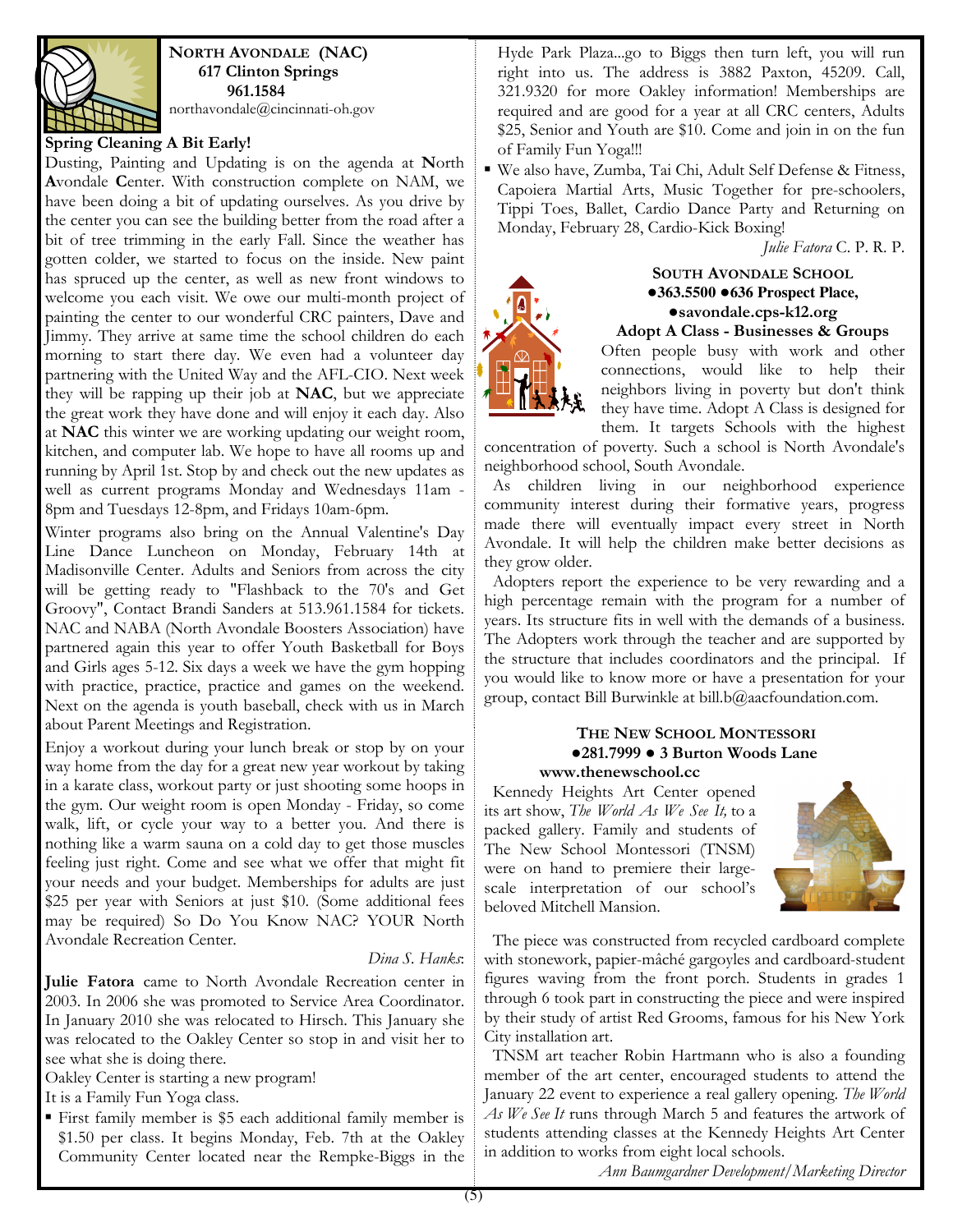**NORTH AVONDALE (NAC)**
**617 Clinton Springs**
**961.1584**
northavondale@cincinnati-oh.gov

**Spring Cleaning A Bit Early!**

Dusting, Painting and Updating is on the agenda at **N**orth **A**vondale **C**enter. With construction complete on NAM, we have been doing a bit of updating ourselves. As you drive by the center you can see the building better from the road after a bit of tree trimming in the early Fall. Since the weather has gotten colder, we started to focus on the inside. New paint has spruced up the center, as well as new front windows to welcome you each visit. We owe our multi-month project of painting the center to our wonderful CRC painters, Dave and Jimmy. They arrive at same time the school children do each morning to start there day. We even had a volunteer day partnering with the United Way and the AFL-CIO. Next week they will be rapping up their job at **NAC**, but we appreciate the great work they have done and will enjoy it each day. Also at **NAC** this winter we are working updating our weight room, kitchen, and computer lab. We hope to have all rooms up and running by April 1st. Stop by and check out the new updates as well as current programs Monday and Wednesdays 11am - 8pm and Tuesdays 12-8pm, and Fridays 10am-6pm.

Winter programs also bring on the Annual Valentine's Day Line Dance Luncheon on Monday, February 14th at Madisonville Center. Adults and Seniors from across the city will be getting ready to "Flashback to the 70's and Get Groovy", Contact Brandi Sanders at 513.961.1584 for tickets. NAC and NABA (North Avondale Boosters Association) have partnered again this year to offer Youth Basketball for Boys and Girls ages 5-12. Six days a week we have the gym hopping with practice, practice, practice and games on the weekend. Next on the agenda is youth baseball, check with us in March about Parent Meetings and Registration.

Enjoy a workout during your lunch break or stop by on your way home from the day for a great new year workout by taking in a karate class, workout party or just shooting some hoops in the gym. Our weight room is open Monday - Friday, so come walk, lift, or cycle your way to a better you. And there is nothing like a warm sauna on a cold day to get those muscles feeling just right. Come and see what we offer that might fit your needs and your budget. Memberships for adults are just $25 per year with Seniors at just $10. (Some additional fees may be required) So Do You Know NAC? YOUR North Avondale Recreation Center.

*Dina S. Hanks*

**Julie Fatora** came to North Avondale Recreation center in 2003. In 2006 she was promoted to Service Area Coordinator. In January 2010 she was relocated to Hirsch. This January she was relocated to the Oakley Center so stop in and visit her to see what she is doing there.

Oakley Center is starting a new program!

It is a Family Fun Yoga class.

- First family member is $5 each additional family member is $1.50 per class. It begins Monday, Feb. 7th at the Oakley Community Center located near the Rempke-Biggs in the Hyde Park Plaza...go to Biggs then turn left, you will run right into us. The address is 3882 Paxton, 45209. Call, 321.9320 for more Oakley information! Memberships are required and are good for a year at all CRC centers, Adults $25, Senior and Youth are $10. Come and join in on the fun of Family Fun Yoga!!!
- We also have, Zumba, Tai Chi, Adult Self Defense & Fitness, Capoiera Martial Arts, Music Together for pre-schoolers, Tippi Toes, Ballet, Cardio Dance Party and Returning on Monday, February 28, Cardio-Kick Boxing!

*Julie Fatora* C. P. R. P.

**SOUTH AVONDALE SCHOOL**
**●363.5500 ●636 Prospect Place,**
**●savondale.cps-k12.org**

**Adopt A Class - Businesses & Groups**

Often people busy with work and other connections, would like to help their neighbors living in poverty but don't think they have time. Adopt A Class is designed for them. It targets Schools with the highest concentration of poverty. Such a school is North Avondale's neighborhood school, South Avondale.

As children living in our neighborhood experience community interest during their formative years, progress made there will eventually impact every street in North Avondale. It will help the children make better decisions as they grow older.

Adopters report the experience to be very rewarding and a high percentage remain with the program for a number of years. Its structure fits in well with the demands of a business. The Adopters work through the teacher and are supported by the structure that includes coordinators and the principal. If you would like to know more or have a presentation for your group, contact Bill Burwinkle at bill.b@aacfoundation.com.

**THE NEW SCHOOL MONTESSORI**
**●281.7999 ● 3 Burton Woods Lane**
**www.thenewschool.cc**

Kennedy Heights Art Center opened its art show, *The World As We See It,* to a packed gallery. Family and students of The New School Montessori (TNSM) were on hand to premiere their large-scale interpretation of our school's beloved Mitchell Mansion.

The piece was constructed from recycled cardboard complete with stonework, papier-mâché gargoyles and cardboard-student figures waving from the front porch. Students in grades 1 through 6 took part in constructing the piece and were inspired by their study of artist Red Grooms, famous for his New York City installation art.

TNSM art teacher Robin Hartmann who is also a founding member of the art center, encouraged students to attend the January 22 event to experience a real gallery opening. *The World As We See It* runs through March 5 and features the artwork of students attending classes at the Kennedy Heights Art Center in addition to works from eight local schools.

*Ann Baumgardner Development/Marketing Director*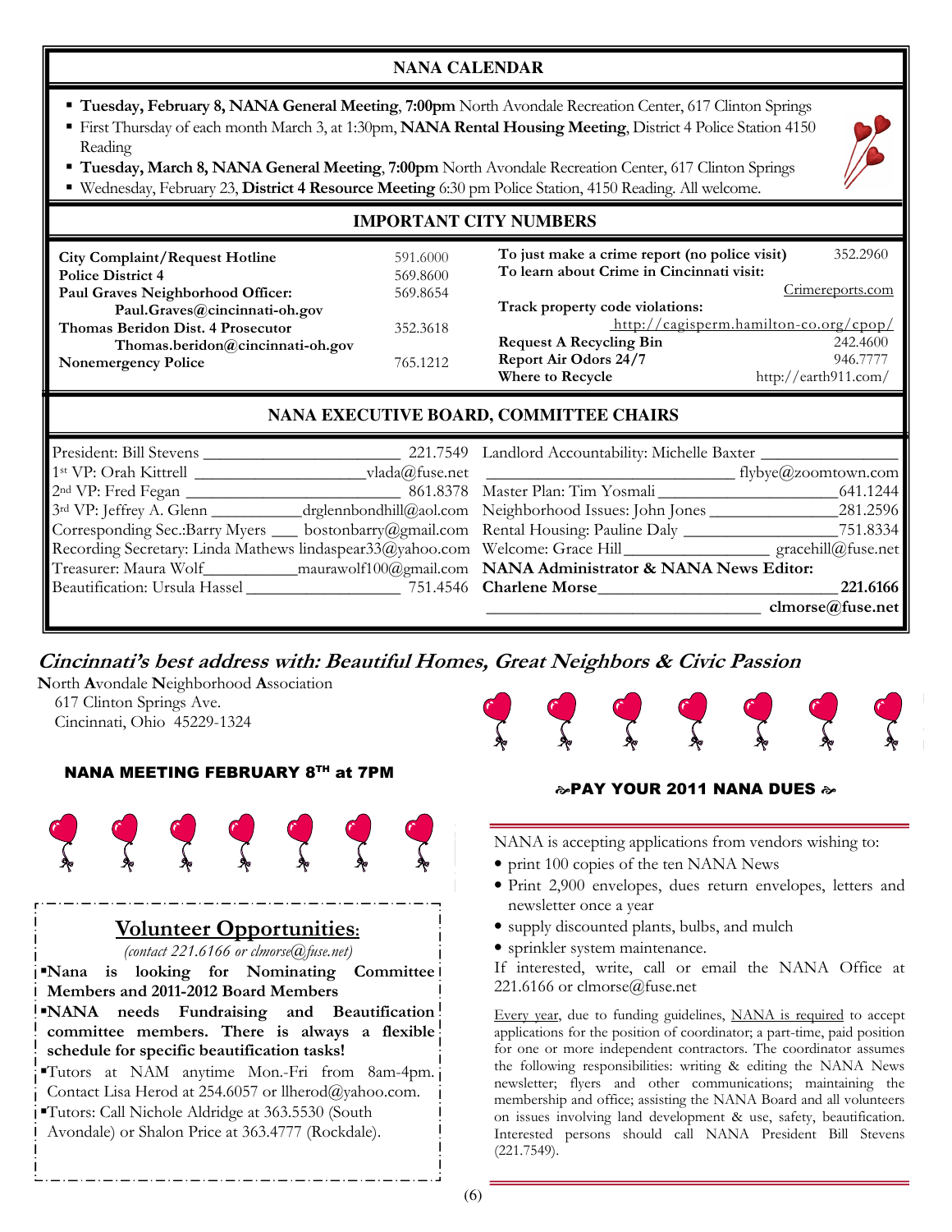## NANA CALENDAR

- **Tuesday, February 8, NANA General Meeting**, **7:00pm** North Avondale Recreation Center, 617 Clinton Springs
- First Thursday of each month March 3, at 1:30pm, **NANA Rental Housing Meeting**, District 4 Police Station 4150 Reading
- **Tuesday, March 8, NANA General Meeting**, **7:00pm** North Avondale Recreation Center, 617 Clinton Springs
- Wednesday, February 23, **District 4 Resource Meeting** 6:30 pm Police Station, 4150 Reading. All welcome.

## IMPORTANT CITY NUMBERS

| | |
|---|---|
| **City Complaint/Request Hotline** | 591.6000 |
| **Police District 4** | 569.8600 |
| **Paul Graves Neighborhood Officer: Paul.Graves@cincinnati-oh.gov** | 569.8654 |
| **Thomas Beridon Dist. 4 Prosecutor Thomas.beridon@cincinnati-oh.gov** | 352.3618 |
| **Nonemergency Police** | 765.1212 |
| **To just make a crime report (no police visit)** | 352.2960 |
| **To learn about Crime in Cincinnati visit:** | Crimereports.com |
| **Track property code violations:** | http://cagisperm.hamilton-co.org/cpop/ |
| **Request A Recycling Bin** | 242.4600 |
| **Report Air Odors 24/7** | 946.7777 |
| **Where to Recycle** | http://earth911.com/ |

## NANA EXECUTIVE BOARD, COMMITTEE CHAIRS

| | |
|---|---|
| President: Bill Stevens | 221.7549 |
| 1st VP: Orah Kittrell | vlada@fuse.net |
| 2nd VP: Fred Fegan | 861.8378 |
| 3rd VP: Jeffrey A. Glenn | drglennbondhill@aol.com |
| Corresponding Sec.:Barry Myers | bostonbarry@gmail.com |
| Recording Secretary: Linda Mathews | lindaspear33@yahoo.com |
| Treasurer: Maura Wolf | maurawolf100@gmail.com |
| Beautification: Ursula Hassel | 751.4546 |
| Landlord Accountability: Michelle Baxter | flybye@zoomtown.com |
| Master Plan: Tim Yosmali | 641.1244 |
| Neighborhood Issues: John Jones | 281.2596 |
| Rental Housing: Pauline Daly | 751.8334 |
| Welcome: Grace Hill | gracehill@fuse.net |
| **NANA Administrator & NANA News Editor: Charlene Morse** | **221.6166** / **clmorse@fuse.net** |

***Cincinnati's best address with: Beautiful Homes, Great Neighbors & Civic Passion***

**N**orth **A**vondale **N**eighborhood **A**ssociation
617 Clinton Springs Ave.
Cincinnati, Ohio 45229-1324

**NANA MEETING FEBRUARY 8TH at 7PM**

## Volunteer Opportunities:

*(contact 221.6166 or clmorse@fuse.net)*

- **Nana is looking for Nominating Committee Members and 2011-2012 Board Members**
- **NANA needs Fundraising and Beautification committee members. There is always a flexible schedule for specific beautification tasks!**
- Tutors at NAM anytime Mon.-Fri from 8am-4pm. Contact Lisa Herod at 254.6057 or llherod@yahoo.com.
- Tutors: Call Nichole Aldridge at 363.5530 (South Avondale) or Shalon Price at 363.4777 (Rockdale).

**PAY YOUR 2011 NANA DUES**

NANA is accepting applications from vendors wishing to:

- print 100 copies of the ten NANA News
- Print 2,900 envelopes, dues return envelopes, letters and newsletter once a year
- supply discounted plants, bulbs, and mulch
- sprinkler system maintenance.

If interested, write, call or email the NANA Office at 221.6166 or clmorse@fuse.net

Every year, due to funding guidelines, NANA is required to accept applications for the position of coordinator; a part-time, paid position for one or more independent contractors. The coordinator assumes the following responsibilities: writing & editing the NANA News newsletter; flyers and other communications; maintaining the membership and office; assisting the NANA Board and all volunteers on issues involving land development & use, safety, beautification. Interested persons should call NANA President Bill Stevens (221.7549).